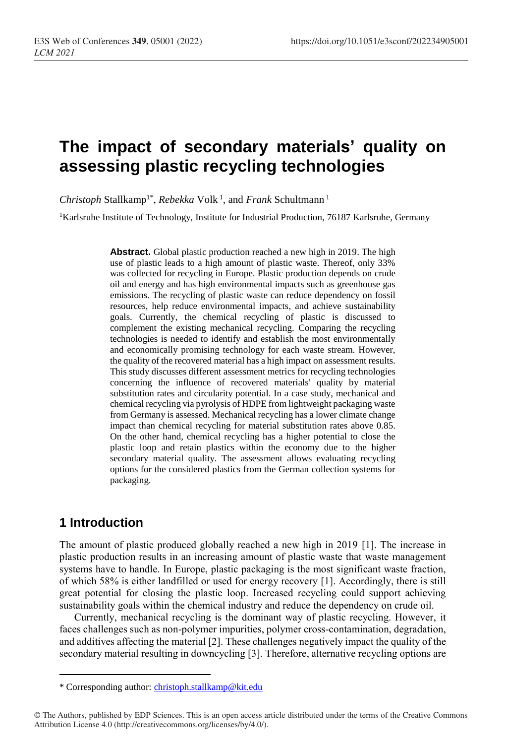# The impact of secondary materials' quality on assessing plastic recycling technologies

*Christoph* Stallkamp[1*], *Rebekka* Volk [1], and *Frank* Schultmann [1]

[1]Karlsruhe Institute of Technology, Institute for Industrial Production, 76187 Karlsruhe, Germany

**Abstract.** Global plastic production reached a new high in 2019. The high use of plastic leads to a high amount of plastic waste. Thereof, only 33% was collected for recycling in Europe. Plastic production depends on crude oil and energy and has high environmental impacts such as greenhouse gas emissions. The recycling of plastic waste can reduce dependency on fossil resources, help reduce environmental impacts, and achieve sustainability goals. Currently, the chemical recycling of plastic is discussed to complement the existing mechanical recycling. Comparing the recycling technologies is needed to identify and establish the most environmentally and economically promising technology for each waste stream. However, the quality of the recovered material has a high impact on assessment results. This study discusses different assessment metrics for recycling technologies concerning the influence of recovered materials' quality by material substitution rates and circularity potential. In a case study, mechanical and chemical recycling via pyrolysis of HDPE from lightweight packaging waste from Germany is assessed. Mechanical recycling has a lower climate change impact than chemical recycling for material substitution rates above 0.85. On the other hand, chemical recycling has a higher potential to close the plastic loop and retain plastics within the economy due to the higher secondary material quality. The assessment allows evaluating recycling options for the considered plastics from the German collection systems for packaging.

## 1 Introduction

The amount of plastic produced globally reached a new high in 2019 [1]. The increase in plastic production results in an increasing amount of plastic waste that waste management systems have to handle. In Europe, plastic packaging is the most significant waste fraction, of which 58% is either landfilled or used for energy recovery [1]. Accordingly, there is still great potential for closing the plastic loop. Increased recycling could support achieving sustainability goals within the chemical industry and reduce the dependency on crude oil.

Currently, mechanical recycling is the dominant way of plastic recycling. However, it faces challenges such as non-polymer impurities, polymer cross-contamination, degradation, and additives affecting the material [2]. These challenges negatively impact the quality of the secondary material resulting in downcycling [3]. Therefore, alternative recycling options are

\* Corresponding author: christoph.stallkamp@kit.edu

© The Authors, published by EDP Sciences. This is an open access article distributed under the terms of the Creative Commons Attribution License 4.0 (http://creativecommons.org/licenses/by/4.0/).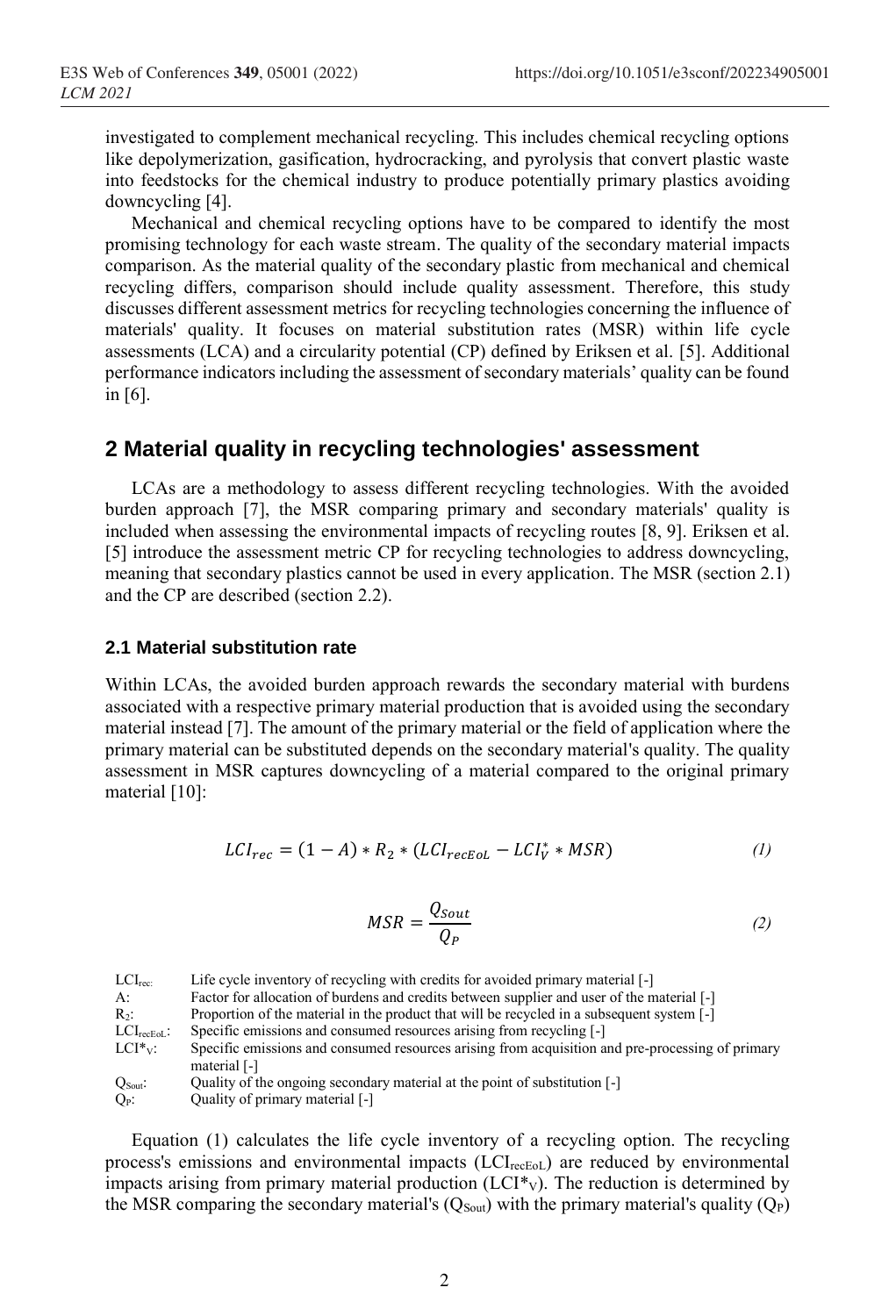investigated to complement mechanical recycling. This includes chemical recycling options like depolymerization, gasification, hydrocracking, and pyrolysis that convert plastic waste into feedstocks for the chemical industry to produce potentially primary plastics avoiding downcycling [4].

Mechanical and chemical recycling options have to be compared to identify the most promising technology for each waste stream. The quality of the secondary material impacts comparison. As the material quality of the secondary plastic from mechanical and chemical recycling differs, comparison should include quality assessment. Therefore, this study discusses different assessment metrics for recycling technologies concerning the influence of materials' quality. It focuses on material substitution rates (MSR) within life cycle assessments (LCA) and a circularity potential (CP) defined by Eriksen et al. [5]. Additional performance indicators including the assessment of secondary materials' quality can be found in [6].

## 2 Material quality in recycling technologies' assessment

LCAs are a methodology to assess different recycling technologies. With the avoided burden approach [7], the MSR comparing primary and secondary materials' quality is included when assessing the environmental impacts of recycling routes [8, 9]. Eriksen et al. [5] introduce the assessment metric CP for recycling technologies to address downcycling, meaning that secondary plastics cannot be used in every application. The MSR (section 2.1) and the CP are described (section 2.2).

### 2.1 Material substitution rate

Within LCAs, the avoided burden approach rewards the secondary material with burdens associated with a respective primary material production that is avoided using the secondary material instead [7]. The amount of the primary material or the field of application where the primary material can be substituted depends on the secondary material's quality. The quality assessment in MSR captures downcycling of a material compared to the original primary material [10]:

$$LCI_{rec} = (1 - A) * R_2 * (LCI_{recEoL} - LCI_V^* * MSR) \tag{1}$$

$$MSR = \frac{Q_{Sout}}{Q_P} \tag{2}$$

| | |
|---|---|
| $LCI_{rec}$: | Life cycle inventory of recycling with credits for avoided primary material [-] |
| A: | Factor for allocation of burdens and credits between supplier and user of the material [-] |
| $R_2$: | Proportion of the material in the product that will be recycled in a subsequent system [-] |
| $LCI_{recEoL}$: | Specific emissions and consumed resources arising from recycling [-] |
| $LCI^*_V$: | Specific emissions and consumed resources arising from acquisition and pre-processing of primary material [-] |
| $Q_{Sout}$: | Quality of the ongoing secondary material at the point of substitution [-] |
| $Q_P$: | Quality of primary material [-] |

Equation (1) calculates the life cycle inventory of a recycling option. The recycling process's emissions and environmental impacts ($LCI_{recEoL}$) are reduced by environmental impacts arising from primary material production ($LCI^*_V$). The reduction is determined by the MSR comparing the secondary material's ($Q_{Sout}$) with the primary material's quality ($Q_P$)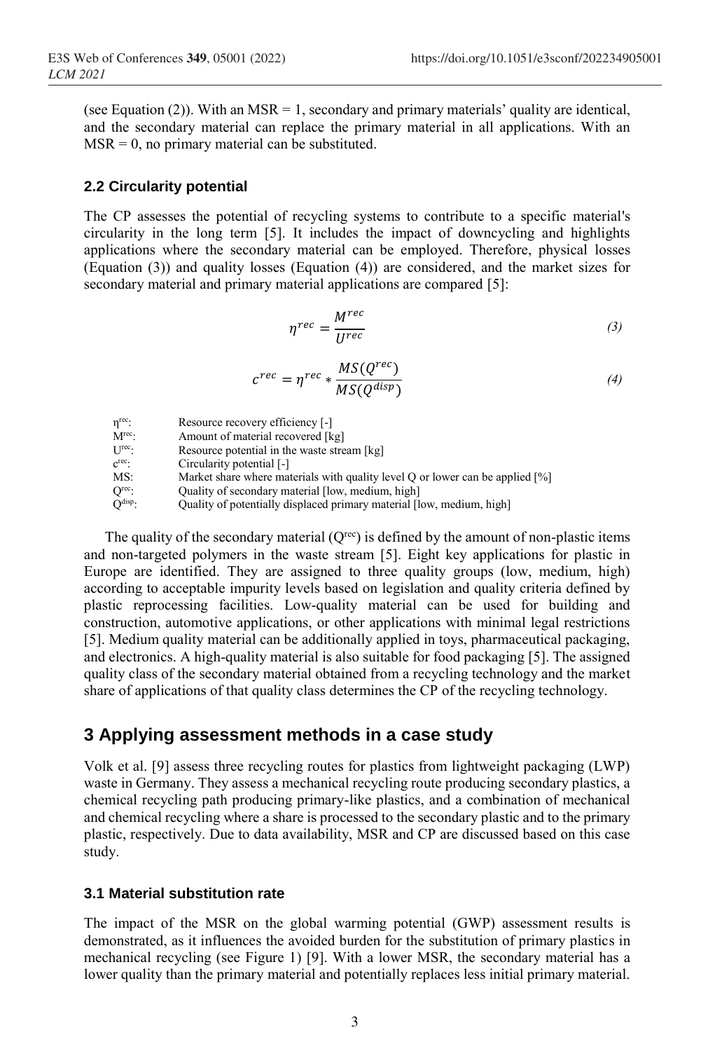(see Equation (2)). With an MSR = 1, secondary and primary materials' quality are identical, and the secondary material can replace the primary material in all applications. With an MSR = 0, no primary material can be substituted.

### 2.2 Circularity potential

The CP assesses the potential of recycling systems to contribute to a specific material's circularity in the long term [5]. It includes the impact of downcycling and highlights applications where the secondary material can be employed. Therefore, physical losses (Equation (3)) and quality losses (Equation (4)) are considered, and the market sizes for secondary material and primary material applications are compared [5]:

$$\eta^{rec} = \frac{M^{rec}}{U^{rec}} \tag{3}$$

$$c^{rec} = \eta^{rec} * \frac{MS(Q^{rec})}{MS(Q^{disp})} \tag{4}$$

$\eta^{rec}$: Resource recovery efficiency [-]
$M^{rec}$: Amount of material recovered [kg]
$U^{rec}$: Resource potential in the waste stream [kg]
$c^{rec}$: Circularity potential [-]
MS: Market share where materials with quality level Q or lower can be applied [%]
$Q^{rec}$: Quality of secondary material [low, medium, high]
$Q^{disp}$: Quality of potentially displaced primary material [low, medium, high]

The quality of the secondary material ($Q^{rec}$) is defined by the amount of non-plastic items and non-targeted polymers in the waste stream [5]. Eight key applications for plastic in Europe are identified. They are assigned to three quality groups (low, medium, high) according to acceptable impurity levels based on legislation and quality criteria defined by plastic reprocessing facilities. Low-quality material can be used for building and construction, automotive applications, or other applications with minimal legal restrictions [5]. Medium quality material can be additionally applied in toys, pharmaceutical packaging, and electronics. A high-quality material is also suitable for food packaging [5]. The assigned quality class of the secondary material obtained from a recycling technology and the market share of applications of that quality class determines the CP of the recycling technology.

## 3 Applying assessment methods in a case study

Volk et al. [9] assess three recycling routes for plastics from lightweight packaging (LWP) waste in Germany. They assess a mechanical recycling route producing secondary plastics, a chemical recycling path producing primary-like plastics, and a combination of mechanical and chemical recycling where a share is processed to the secondary plastic and to the primary plastic, respectively. Due to data availability, MSR and CP are discussed based on this case study.

### 3.1 Material substitution rate

The impact of the MSR on the global warming potential (GWP) assessment results is demonstrated, as it influences the avoided burden for the substitution of primary plastics in mechanical recycling (see Figure 1) [9]. With a lower MSR, the secondary material has a lower quality than the primary material and potentially replaces less initial primary material.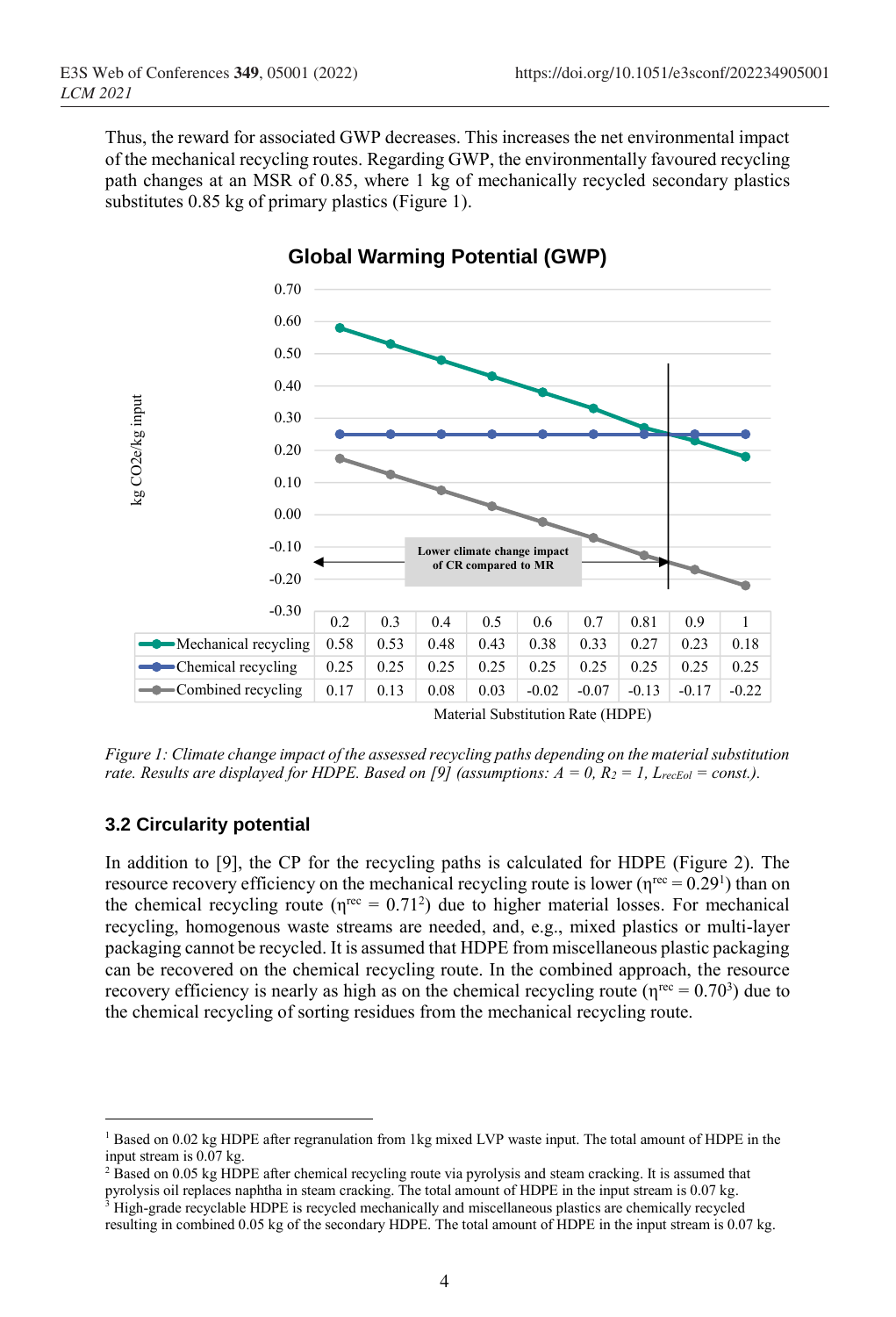Thus, the reward for associated GWP decreases. This increases the net environmental impact of the mechanical recycling routes. Regarding GWP, the environmentally favoured recycling path changes at an MSR of 0.85, where 1 kg of mechanically recycled secondary plastics substitutes 0.85 kg of primary plastics (Figure 1).

**Global Warming Potential (GWP)**

kg CO2e/kg input

Lower climate change impact of CR compared to MR

| | 0.2 | 0.3 | 0.4 | 0.5 | 0.6 | 0.7 | 0.81 | 0.9 | 1 |
|---|---|---|---|---|---|---|---|---|---|
| Mechanical recycling | 0.58 | 0.53 | 0.48 | 0.43 | 0.38 | 0.33 | 0.27 | 0.23 | 0.18 |
| Chemical recycling | 0.25 | 0.25 | 0.25 | 0.25 | 0.25 | 0.25 | 0.25 | 0.25 | 0.25 |
| Combined recycling | 0.17 | 0.13 | 0.08 | 0.03 | -0.02 | -0.07 | -0.13 | -0.17 | -0.22 |

Material Substitution Rate (HDPE)

*Figure 1: Climate change impact of the assessed recycling paths depending on the material substitution rate. Results are displayed for HDPE. Based on [9] (assumptions: $A = 0$, $R_2 = 1$, $L_{recEoL} = const.$).*

### 3.2 Circularity potential

In addition to [9], the CP for the recycling paths is calculated for HDPE (Figure 2). The resource recovery efficiency on the mechanical recycling route is lower ($\eta^{rec} = 0.29$[1]) than on the chemical recycling route ($\eta^{rec} = 0.71$[2]) due to higher material losses. For mechanical recycling, homogenous waste streams are needed, and, e.g., mixed plastics or multi-layer packaging cannot be recycled. It is assumed that HDPE from miscellaneous plastic packaging can be recovered on the chemical recycling route. In the combined approach, the resource recovery efficiency is nearly as high as on the chemical recycling route ($\eta^{rec} = 0.70$[3]) due to the chemical recycling of sorting residues from the mechanical recycling route.

[1] Based on 0.02 kg HDPE after regranulation from 1kg mixed LVP waste input. The total amount of HDPE in the input stream is 0.07 kg.
[2] Based on 0.05 kg HDPE after chemical recycling route via pyrolysis and steam cracking. It is assumed that pyrolysis oil replaces naphtha in steam cracking. The total amount of HDPE in the input stream is 0.07 kg.
[3] High-grade recyclable HDPE is recycled mechanically and miscellaneous plastics are chemically recycled resulting in combined 0.05 kg of the secondary HDPE. The total amount of HDPE in the input stream is 0.07 kg.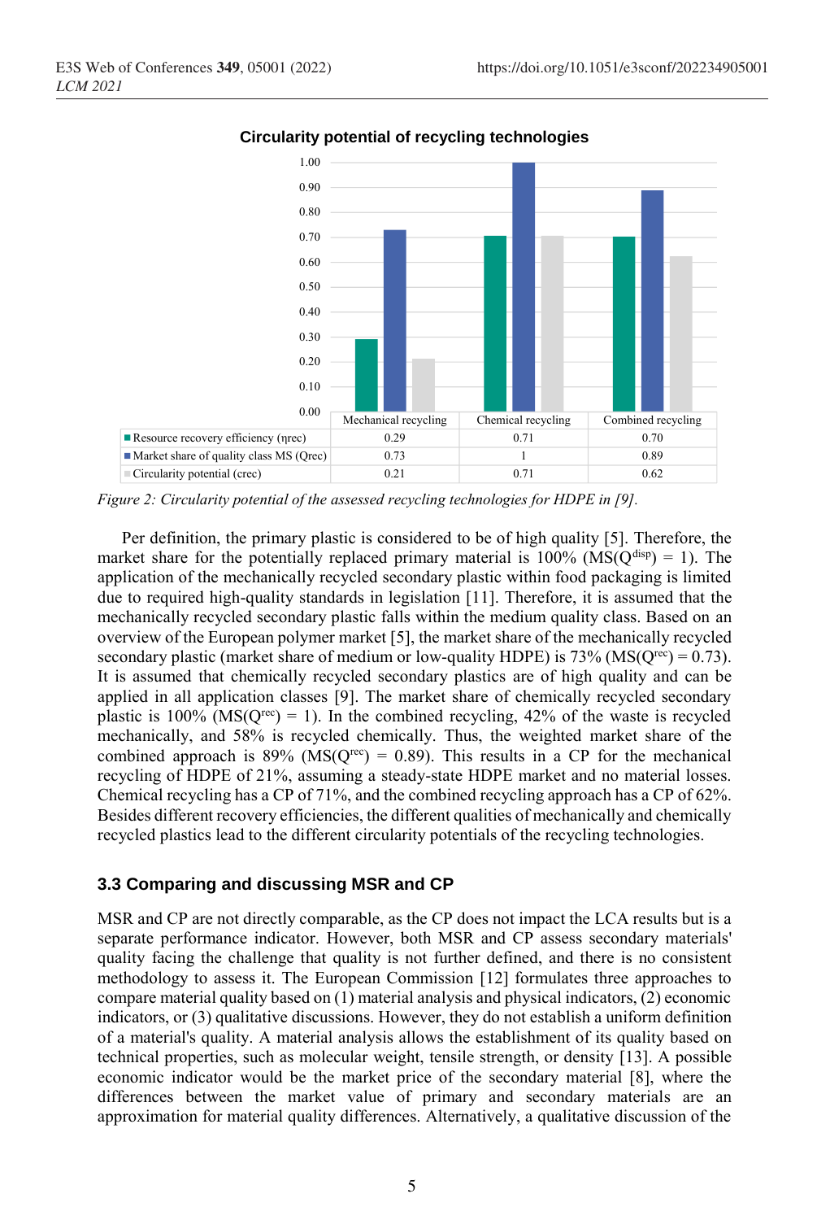**Circularity potential of recycling technologies**

| | Mechanical recycling | Chemical recycling | Combined recycling |
|---|---|---|---|
| Resource recovery efficiency ($\eta_{rec}$) | 0.29 | 0.71 | 0.70 |
| Market share of quality class MS ($Q_{rec}$) | 0.73 | 1 | 0.89 |
| Circularity potential ($c_{rec}$) | 0.21 | 0.71 | 0.62 |

*Figure 2: Circularity potential of the assessed recycling technologies for HDPE in [9].*

Per definition, the primary plastic is considered to be of high quality [5]. Therefore, the market share for the potentially replaced primary material is 100% ($MS(Q^{disp}) = 1$). The application of the mechanically recycled secondary plastic within food packaging is limited due to required high-quality standards in legislation [11]. Therefore, it is assumed that the mechanically recycled secondary plastic falls within the medium quality class. Based on an overview of the European polymer market [5], the market share of the mechanically recycled secondary plastic (market share of medium or low-quality HDPE) is 73% ($MS(Q^{rec}) = 0.73$). It is assumed that chemically recycled secondary plastics are of high quality and can be applied in all application classes [9]. The market share of chemically recycled secondary plastic is 100% ($MS(Q^{rec}) = 1$). In the combined recycling, 42% of the waste is recycled mechanically, and 58% is recycled chemically. Thus, the weighted market share of the combined approach is 89% ($MS(Q^{rec}) = 0.89$). This results in a CP for the mechanical recycling of HDPE of 21%, assuming a steady-state HDPE market and no material losses. Chemical recycling has a CP of 71%, and the combined recycling approach has a CP of 62%. Besides different recovery efficiencies, the different qualities of mechanically and chemically recycled plastics lead to the different circularity potentials of the recycling technologies.

### 3.3 Comparing and discussing MSR and CP

MSR and CP are not directly comparable, as the CP does not impact the LCA results but is a separate performance indicator. However, both MSR and CP assess secondary materials' quality facing the challenge that quality is not further defined, and there is no consistent methodology to assess it. The European Commission [12] formulates three approaches to compare material quality based on (1) material analysis and physical indicators, (2) economic indicators, or (3) qualitative discussions. However, they do not establish a uniform definition of a material's quality. A material analysis allows the establishment of its quality based on technical properties, such as molecular weight, tensile strength, or density [13]. A possible economic indicator would be the market price of the secondary material [8], where the differences between the market value of primary and secondary materials are an approximation for material quality differences. Alternatively, a qualitative discussion of the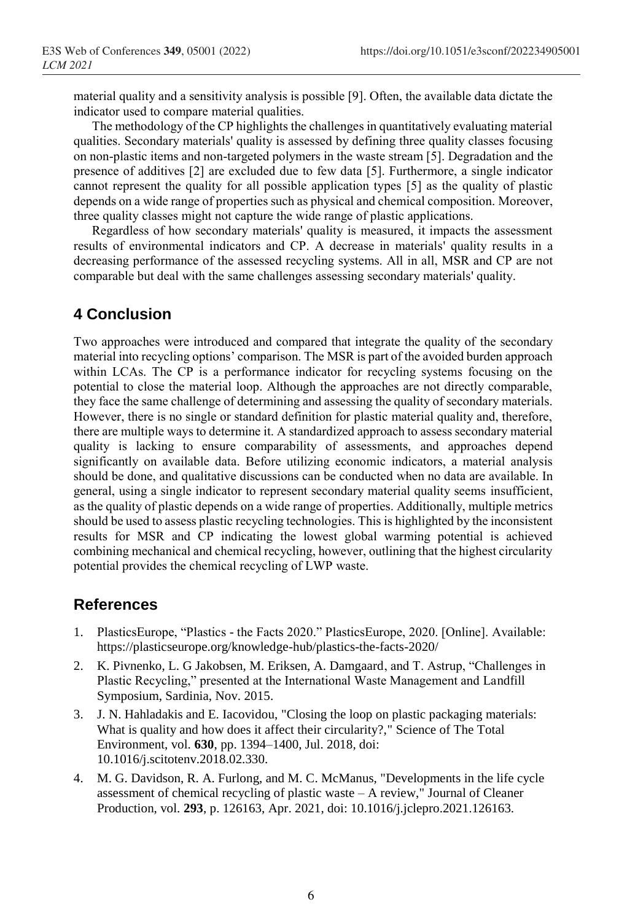material quality and a sensitivity analysis is possible [9]. Often, the available data dictate the indicator used to compare material qualities.

The methodology of the CP highlights the challenges in quantitatively evaluating material qualities. Secondary materials' quality is assessed by defining three quality classes focusing on non-plastic items and non-targeted polymers in the waste stream [5]. Degradation and the presence of additives [2] are excluded due to few data [5]. Furthermore, a single indicator cannot represent the quality for all possible application types [5] as the quality of plastic depends on a wide range of properties such as physical and chemical composition. Moreover, three quality classes might not capture the wide range of plastic applications.

Regardless of how secondary materials' quality is measured, it impacts the assessment results of environmental indicators and CP. A decrease in materials' quality results in a decreasing performance of the assessed recycling systems. All in all, MSR and CP are not comparable but deal with the same challenges assessing secondary materials' quality.

## 4 Conclusion

Two approaches were introduced and compared that integrate the quality of the secondary material into recycling options' comparison. The MSR is part of the avoided burden approach within LCAs. The CP is a performance indicator for recycling systems focusing on the potential to close the material loop. Although the approaches are not directly comparable, they face the same challenge of determining and assessing the quality of secondary materials. However, there is no single or standard definition for plastic material quality and, therefore, there are multiple ways to determine it. A standardized approach to assess secondary material quality is lacking to ensure comparability of assessments, and approaches depend significantly on available data. Before utilizing economic indicators, a material analysis should be done, and qualitative discussions can be conducted when no data are available. In general, using a single indicator to represent secondary material quality seems insufficient, as the quality of plastic depends on a wide range of properties. Additionally, multiple metrics should be used to assess plastic recycling technologies. This is highlighted by the inconsistent results for MSR and CP indicating the lowest global warming potential is achieved combining mechanical and chemical recycling, however, outlining that the highest circularity potential provides the chemical recycling of LWP waste.

## References

1. PlasticsEurope, "Plastics - the Facts 2020." PlasticsEurope, 2020. [Online]. Available: https://plasticseurope.org/knowledge-hub/plastics-the-facts-2020/
2. K. Pivnenko, L. G Jakobsen, M. Eriksen, A. Damgaard, and T. Astrup, "Challenges in Plastic Recycling," presented at the International Waste Management and Landfill Symposium, Sardinia, Nov. 2015.
3. J. N. Hahladakis and E. Iacovidou, "Closing the loop on plastic packaging materials: What is quality and how does it affect their circularity?," Science of The Total Environment, vol. **630**, pp. 1394–1400, Jul. 2018, doi: 10.1016/j.scitotenv.2018.02.330.
4. M. G. Davidson, R. A. Furlong, and M. C. McManus, "Developments in the life cycle assessment of chemical recycling of plastic waste – A review," Journal of Cleaner Production, vol. **293**, p. 126163, Apr. 2021, doi: 10.1016/j.jclepro.2021.126163.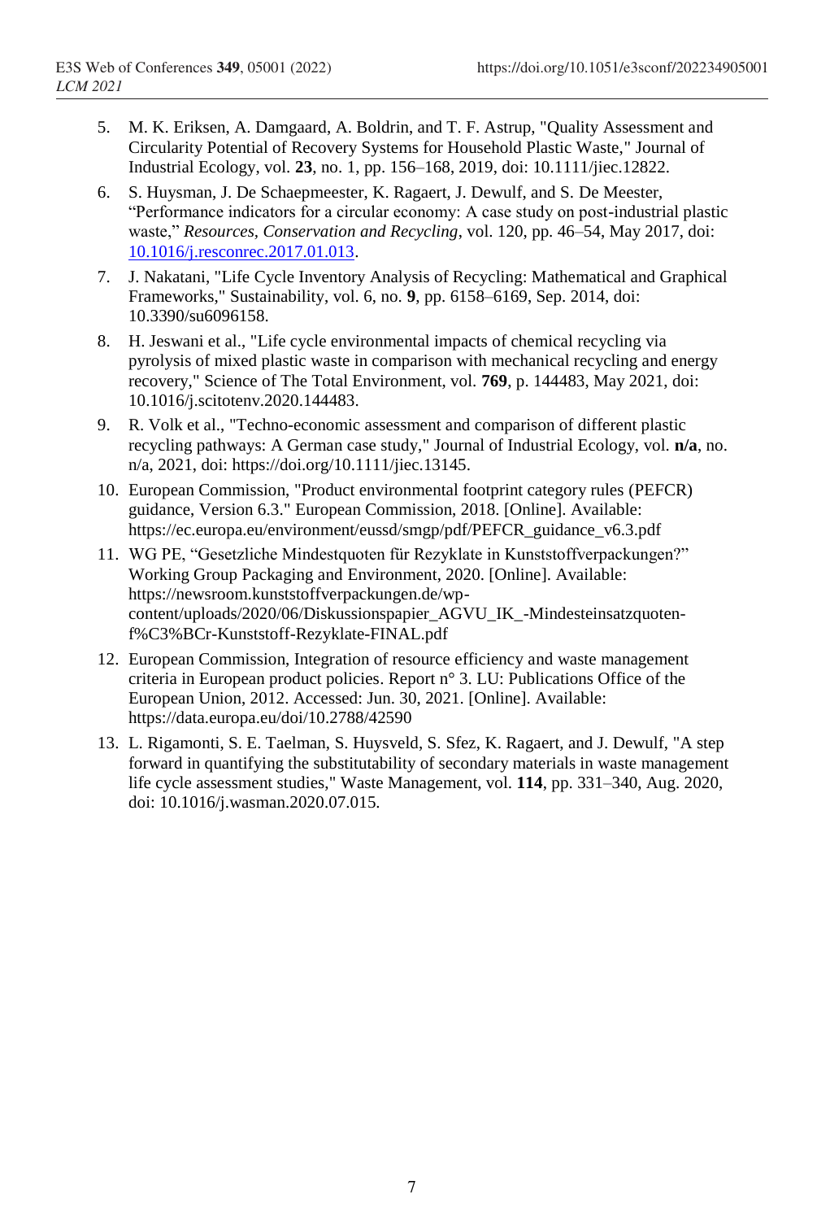5. M. K. Eriksen, A. Damgaard, A. Boldrin, and T. F. Astrup, "Quality Assessment and Circularity Potential of Recovery Systems for Household Plastic Waste," Journal of Industrial Ecology, vol. **23**, no. 1, pp. 156–168, 2019, doi: 10.1111/jiec.12822.
6. S. Huysman, J. De Schaepmeester, K. Ragaert, J. Dewulf, and S. De Meester, “Performance indicators for a circular economy: A case study on post-industrial plastic waste,” *Resources, Conservation and Recycling*, vol. 120, pp. 46–54, May 2017, doi: 10.1016/j.resconrec.2017.01.013.
7. J. Nakatani, "Life Cycle Inventory Analysis of Recycling: Mathematical and Graphical Frameworks," Sustainability, vol. 6, no. **9**, pp. 6158–6169, Sep. 2014, doi: 10.3390/su6096158.
8. H. Jeswani et al., "Life cycle environmental impacts of chemical recycling via pyrolysis of mixed plastic waste in comparison with mechanical recycling and energy recovery," Science of The Total Environment, vol. **769**, p. 144483, May 2021, doi: 10.1016/j.scitotenv.2020.144483.
9. R. Volk et al., "Techno-economic assessment and comparison of different plastic recycling pathways: A German case study," Journal of Industrial Ecology, vol. **n/a**, no. n/a, 2021, doi: https://doi.org/10.1111/jiec.13145.
10. European Commission, "Product environmental footprint category rules (PEFCR) guidance, Version 6.3." European Commission, 2018. [Online]. Available: https://ec.europa.eu/environment/eussd/smgp/pdf/PEFCR_guidance_v6.3.pdf
11. WG PE, “Gesetzliche Mindestquoten für Rezyklate in Kunststoffverpackungen?” Working Group Packaging and Environment, 2020. [Online]. Available: https://newsroom.kunststoffverpackungen.de/wp-content/uploads/2020/06/Diskussionspapier_AGVU_IK_-Mindesteinsatzquoten-f%C3%BCr-Kunststoff-Rezyklate-FINAL.pdf
12. European Commission, Integration of resource efficiency and waste management criteria in European product policies. Report n° 3. LU: Publications Office of the European Union, 2012. Accessed: Jun. 30, 2021. [Online]. Available: https://data.europa.eu/doi/10.2788/42590
13. L. Rigamonti, S. E. Taelman, S. Huysveld, S. Sfez, K. Ragaert, and J. Dewulf, "A step forward in quantifying the substitutability of secondary materials in waste management life cycle assessment studies," Waste Management, vol. **114**, pp. 331–340, Aug. 2020, doi: 10.1016/j.wasman.2020.07.015.